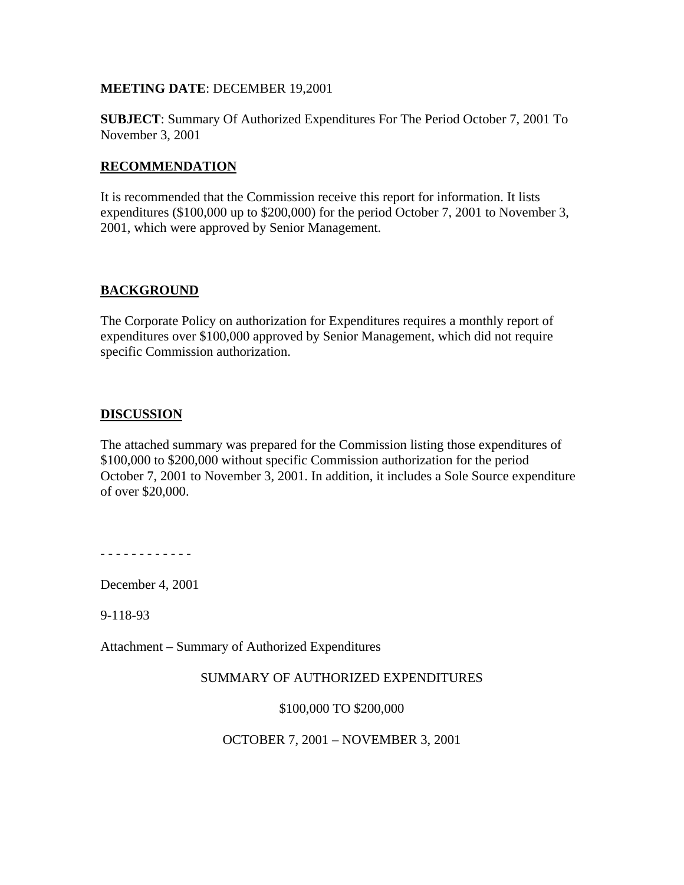**MEETING DATE**: DECEMBER 19,2001

**SUBJECT**: Summary Of Authorized Expenditures For The Period October 7, 2001 To November 3, 2001

## RECOMMENDATION

It is recommended that the Commission receive this report for information. It lists expenditures ($100,000 up to $200,000) for the period October 7, 2001 to November 3, 2001, which were approved by Senior Management.

## BACKGROUND

The Corporate Policy on authorization for Expenditures requires a monthly report of expenditures over $100,000 approved by Senior Management, which did not require specific Commission authorization.

## DISCUSSION

The attached summary was prepared for the Commission listing those expenditures of $100,000 to $200,000 without specific Commission authorization for the period October 7, 2001 to November 3, 2001. In addition, it includes a Sole Source expenditure of over $20,000.

- - - - - - - - - - - -

December 4, 2001

9-118-93

Attachment – Summary of Authorized Expenditures

SUMMARY OF AUTHORIZED EXPENDITURES

$100,000 TO $200,000

OCTOBER 7, 2001 – NOVEMBER 3, 2001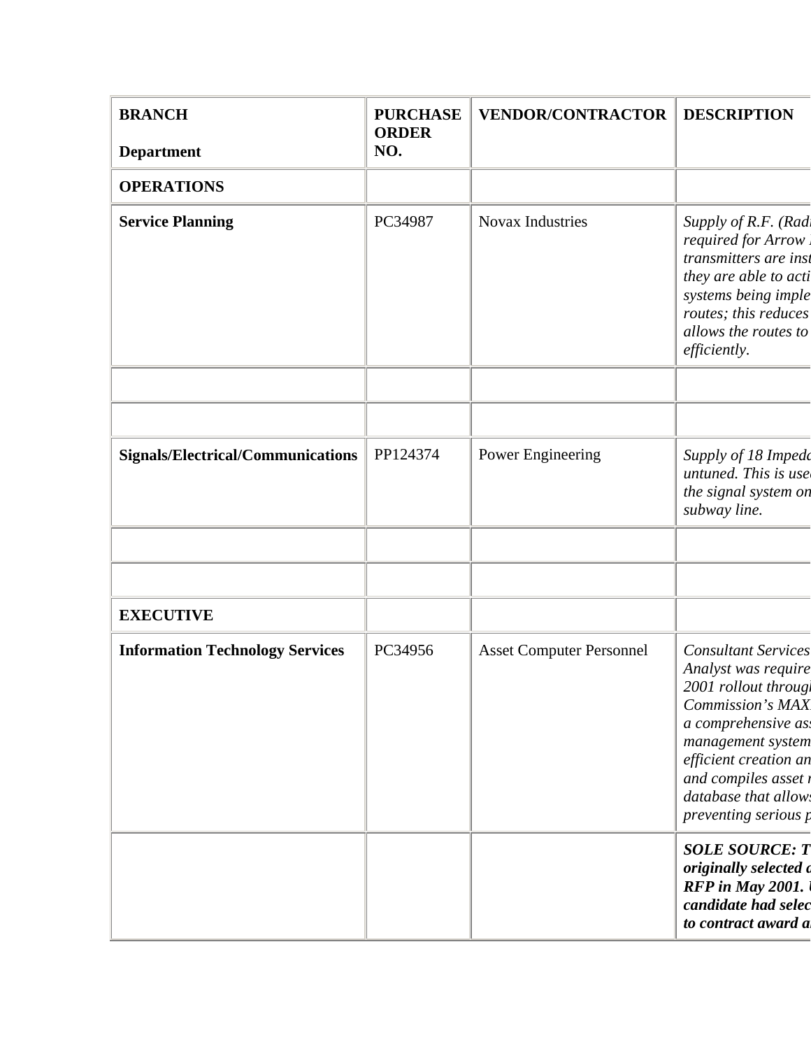| BRANCH<br><br>Department | PURCHASE ORDER NO. | VENDOR/CONTRACTOR | DESCRIPTION |
|---|---|---|---|
| **OPERATIONS** | | | |
| **Service Planning** | PC34987 | Novax Industries | *Supply of R.F. (Radi required for Arrow I transmitters are inst they are able to acti systems being imple routes; this reduces allows the routes to efficiently.* |
| | | | |
| | | | |
| **Signals/Electrical/Communications** | PP124374 | Power Engineering | *Supply of 18 Impeda untuned. This is used the signal system on subway line.* |
| | | | |
| | | | |
| **EXECUTIVE** | | | |
| **Information Technology Services** | PC34956 | Asset Computer Personnel | *Consultant Services Analyst was require 2001 rollout throug Commission's MAX a comprehensive ass management system efficient creation an and compiles asset r database that allows preventing serious p* |
| | | | ***SOLE SOURCE: T originally selected a RFP in May 2001. U candidate had selec to contract award a*** |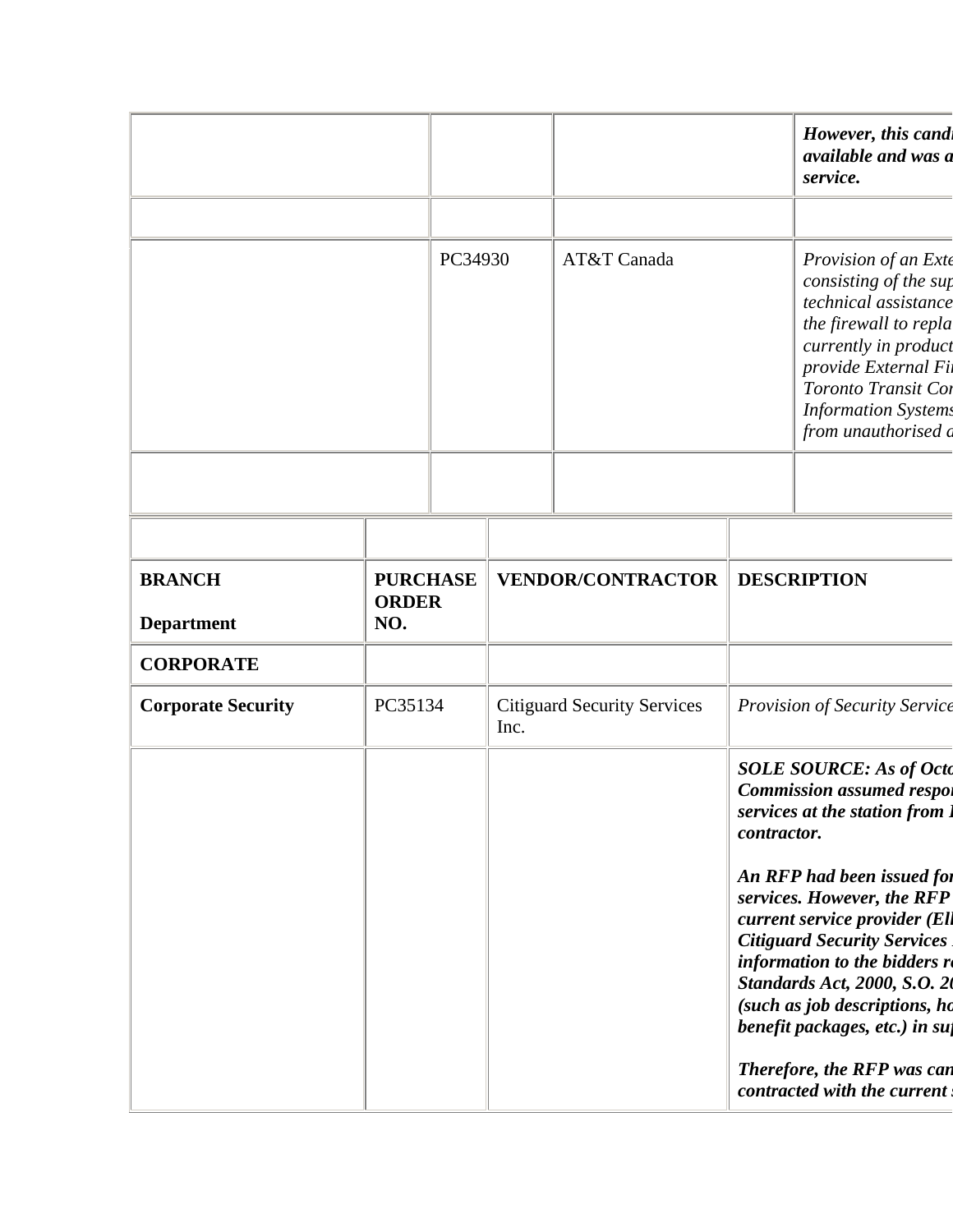| | | | |
|---|---|---|---|
| | | | ***However, this candi available and was a service.*** |
| | | | |
| | PC34930 | AT&T Canada | *Provision of an Exte consisting of the sup technical assistance the firewall to repla currently in product provide External Fi Toronto Transit Co Information Systems from unauthorised a* |
| | | | |

| BRANCH<br><br>Department | PURCHASE ORDER NO. | VENDOR/CONTRACTOR | DESCRIPTION |
|---|---|---|---|
| **CORPORATE** | | | |
| **Corporate Security** | PC35134 | Citiguard Security Services Inc. | *Provision of Security Service* |
| | | | ***SOLE SOURCE: As of Octo Commission assumed respo services at the station from contractor.***<br><br>***An RFP had been issued fo services. However, the RFP current service provider (El Citiguard Security Services information to the bidders r Standards Act, 2000, S.O. 2 (such as job descriptions, ho benefit packages, etc.) in su***<br><br>***Therefore, the RFP was can contracted with the current*** |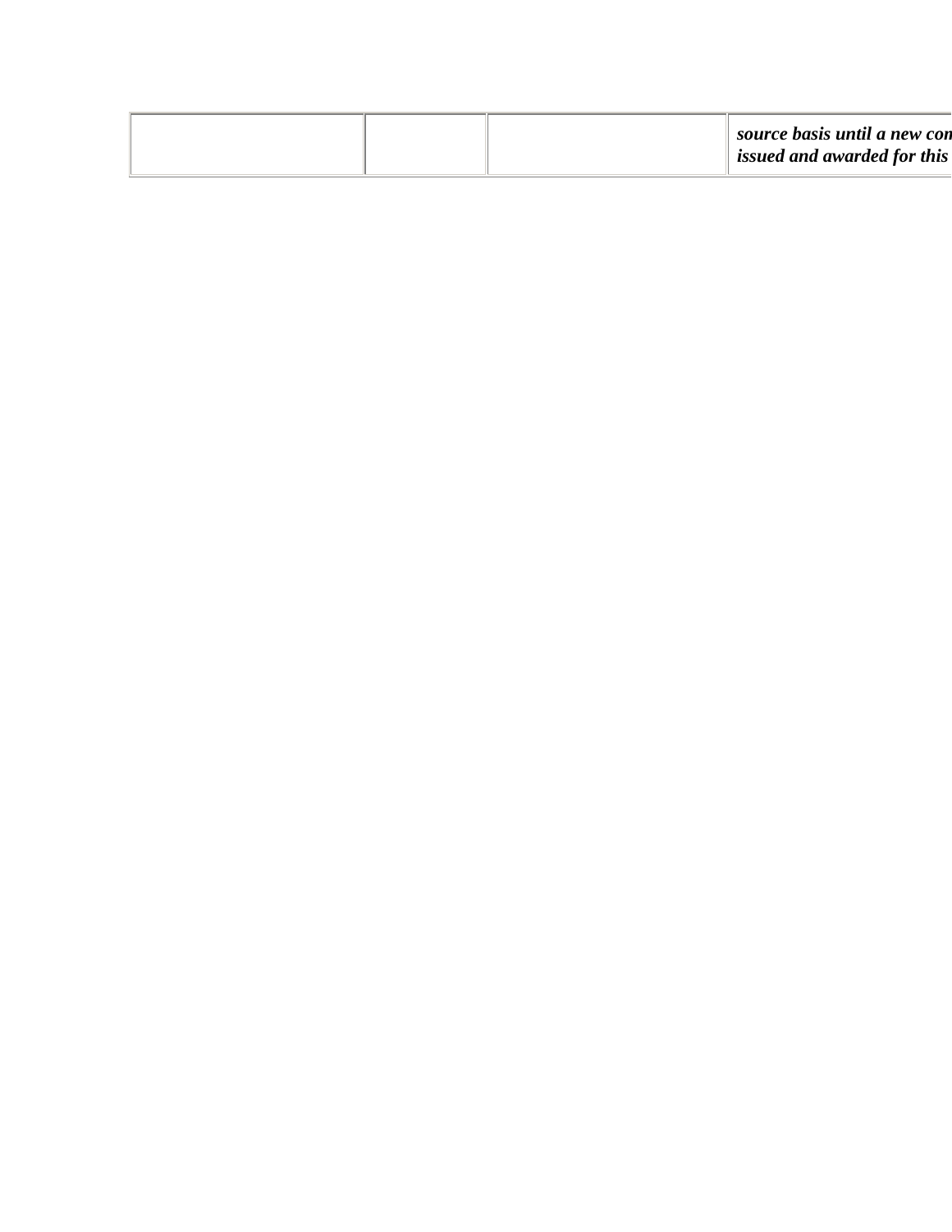| | | | |
|---|---|---|---|
| | | | ***source basis until a new con issued and awarded for this*** |